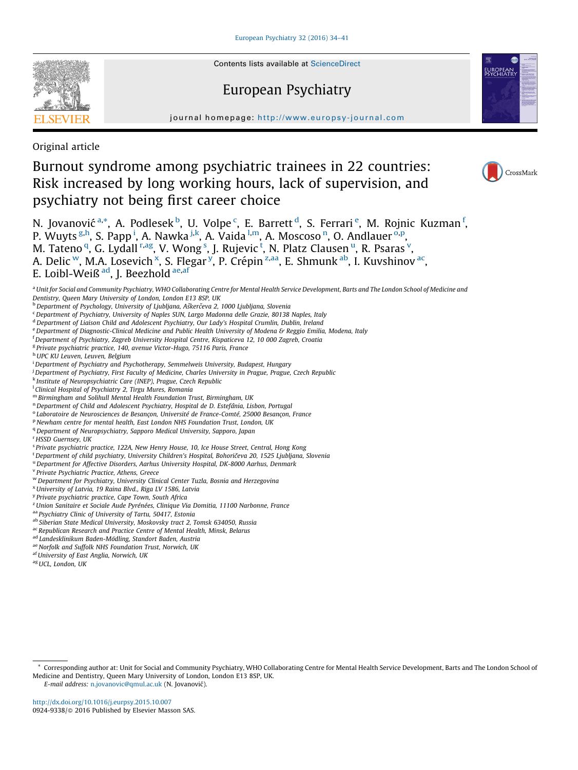Contents lists available at ScienceDirect

# European Psychiatry

journal homepage: http://www.europsy-journal.com

Original article

# Burnout syndrome among psychiatric trainees in 22 countries: Risk increased by long working hours, lack of supervision, and psychiatry not being first career choice

N. Jovanović [a,*], A. Podlesek [b], U. Volpe [c], E. Barrett [d], S. Ferrari [e], M. Rojnic Kuzman [f], P. Wuyts [g,h], S. Papp [i], A. Nawka [j,k], A. Vaida [l,m], A. Moscoso [n], O. Andlauer [o,p], M. Tateno [q], G. Lydall [r,ag], V. Wong [s], J. Rujevic [t], N. Platz Clausen [u], R. Psaras [v], A. Delic [w], M.A. Losevich [x], S. Flegar [y], P. Crépin [z,aa], E. Shmunk [ab], I. Kuvshinov [ac], E. Loibl-Weiß [ad], J. Beezhold [ae,af]

[a] Unit for Social and Community Psychiatry, WHO Collaborating Centre for Mental Health Service Development, Barts and The London School of Medicine and Dentistry, Queen Mary University of London, London E13 8SP, UK
[b] Department of Psychology, University of Ljubljana, Aškerčeva 2, 1000 Ljubljana, Slovenia
[c] Department of Psychiatry, University of Naples SUN, Largo Madonna delle Grazie, 80138 Naples, Italy
[d] Department of Liaison Child and Adolescent Psychiatry, Our Lady's Hospital Crumlin, Dublin, Ireland
[e] Department of Diagnostic-Clinical Medicine and Public Health University of Modena & Reggio Emilia, Modena, Italy
[f] Department of Psychiatry, Zagreb University Hospital Centre, Kispaticeva 12, 10 000 Zagreb, Croatia
[g] Private psychiatric practice, 140, avenue Victor-Hugo, 75116 Paris, France
[h] UPC KU Leuven, Leuven, Belgium
[i] Department of Psychiatry and Psychotherapy, Semmelweis University, Budapest, Hungary
[j] Department of Psychiatry, First Faculty of Medicine, Charles University in Prague, Prague, Czech Republic
[k] Institute of Neuropsychiatric Care (INEP), Prague, Czech Republic
[l] Clinical Hospital of Psychiatry 2, Tirgu Mures, Romania
[m] Birmingham and Solihull Mental Health Foundation Trust, Birmingham, UK
[n] Department of Child and Adolescent Psychiatry, Hospital de D. Estefânia, Lisbon, Portugal
[o] Laboratoire de Neurosciences de Besançon, Université de France-Comté, 25000 Besançon, France
[p] Newham centre for mental health, East London NHS Foundation Trust, London, UK
[q] Department of Neuropsychiatry, Sapporo Medical University, Sapporo, Japan
[r] HSSD Guernsey, UK
[s] Private psychiatric practice, 122A, New Henry House, 10, Ice House Street, Central, Hong Kong
[t] Department of child psychiatry, University Children's Hospital, Bohoričeva 20, 1525 Ljubljana, Slovenia
[u] Department for Affective Disorders, Aarhus University Hospital, DK-8000 Aarhus, Denmark
[v] Private Psychiatric Practice, Athens, Greece
[w] Department for Psychiatry, University Clinical Center Tuzla, Bosnia and Herzegovina
[x] University of Latvia, 19 Raina Blvd., Riga LV 1586, Latvia
[y] Private psychiatric practice, Cape Town, South Africa
[z] Union Sanitaire et Sociale Aude Pyrénées, Clinique Via Domitia, 11100 Narbonne, France
[aa] Psychiatry Clinic of University of Tartu, 50417, Estonia
[ab] Siberian State Medical University, Moskovsky tract 2, Tomsk 634050, Russia
[ac] Republican Research and Practice Centre of Mental Health, Minsk, Belarus
[ad] Landesklinikum Baden-Mödling, Standort Baden, Austria
[ae] Norfolk and Suffolk NHS Foundation Trust, Norwich, UK
[af] University of East Anglia, Norwich, UK
[ag] UCL, London, UK

* Corresponding author at: Unit for Social and Community Psychiatry, WHO Collaborating Centre for Mental Health Service Development, Barts and The London School of Medicine and Dentistry, Queen Mary University of London, London E13 8SP, UK.
E-mail address: n.jovanovic@qmul.ac.uk (N. Jovanović).

http://dx.doi.org/10.1016/j.eurpsy.2015.10.007
0924-9338/© 2016 Published by Elsevier Masson SAS.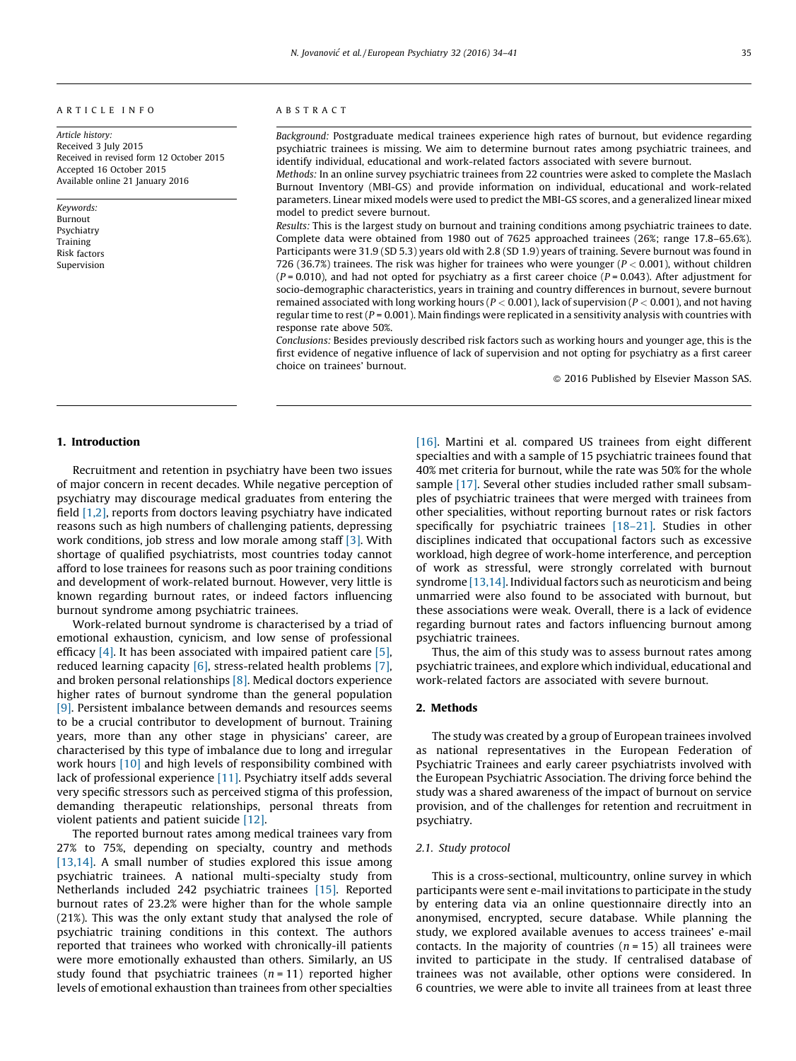ARTICLE INFO

*Article history:*
Received 3 July 2015
Received in revised form 12 October 2015
Accepted 16 October 2015
Available online 21 January 2016

*Keywords:*
Burnout
Psychiatry
Training
Risk factors
Supervision

ABSTRACT

*Background:* Postgraduate medical trainees experience high rates of burnout, but evidence regarding psychiatric trainees is missing. We aim to determine burnout rates among psychiatric trainees, and identify individual, educational and work-related factors associated with severe burnout.

*Methods:* In an online survey psychiatric trainees from 22 countries were asked to complete the Maslach Burnout Inventory (MBI-GS) and provide information on individual, educational and work-related parameters. Linear mixed models were used to predict the MBI-GS scores, and a generalized linear mixed model to predict severe burnout.

*Results:* This is the largest study on burnout and training conditions among psychiatric trainees to date. Complete data were obtained from 1980 out of 7625 approached trainees (26%; range 17.8–65.6%). Participants were 31.9 (SD 5.3) years old with 2.8 (SD 1.9) years of training. Severe burnout was found in 726 (36.7%) trainees. The risk was higher for trainees who were younger ($P < 0.001$), without children ($P = 0.010$), and had not opted for psychiatry as a first career choice ($P = 0.043$). After adjustment for socio-demographic characteristics, years in training and country differences in burnout, severe burnout remained associated with long working hours ($P < 0.001$), lack of supervision ($P < 0.001$), and not having regular time to rest ($P = 0.001$). Main findings were replicated in a sensitivity analysis with countries with response rate above 50%.

*Conclusions:* Besides previously described risk factors such as working hours and younger age, this is the first evidence of negative influence of lack of supervision and not opting for psychiatry as a first career choice on trainees' burnout.

© 2016 Published by Elsevier Masson SAS.

## 1. Introduction

Recruitment and retention in psychiatry have been two issues of major concern in recent decades. While negative perception of psychiatry may discourage medical graduates from entering the field [1,2], reports from doctors leaving psychiatry have indicated reasons such as high numbers of challenging patients, depressing work conditions, job stress and low morale among staff [3]. With shortage of qualified psychiatrists, most countries today cannot afford to lose trainees for reasons such as poor training conditions and development of work-related burnout. However, very little is known regarding burnout rates, or indeed factors influencing burnout syndrome among psychiatric trainees.

Work-related burnout syndrome is characterised by a triad of emotional exhaustion, cynicism, and low sense of professional efficacy [4]. It has been associated with impaired patient care [5], reduced learning capacity [6], stress-related health problems [7], and broken personal relationships [8]. Medical doctors experience higher rates of burnout syndrome than the general population [9]. Persistent imbalance between demands and resources seems to be a crucial contributor to development of burnout. Training years, more than any other stage in physicians' career, are characterised by this type of imbalance due to long and irregular work hours [10] and high levels of responsibility combined with lack of professional experience [11]. Psychiatry itself adds several very specific stressors such as perceived stigma of this profession, demanding therapeutic relationships, personal threats from violent patients and patient suicide [12].

The reported burnout rates among medical trainees vary from 27% to 75%, depending on specialty, country and methods [13,14]. A small number of studies explored this issue among psychiatric trainees. A national multi-specialty study from Netherlands included 242 psychiatric trainees [15]. Reported burnout rates of 23.2% were higher than for the whole sample (21%). This was the only extant study that analysed the role of psychiatric training conditions in this context. The authors reported that trainees who worked with chronically-ill patients were more emotionally exhausted than others. Similarly, an US study found that psychiatric trainees ($n = 11$) reported higher levels of emotional exhaustion than trainees from other specialties [16]. Martini et al. compared US trainees from eight different specialties and with a sample of 15 psychiatric trainees found that 40% met criteria for burnout, while the rate was 50% for the whole sample [17]. Several other studies included rather small subsamples of psychiatric trainees that were merged with trainees from other specialities, without reporting burnout rates or risk factors specifically for psychiatric trainees [18–21]. Studies in other disciplines indicated that occupational factors such as excessive workload, high degree of work-home interference, and perception of work as stressful, were strongly correlated with burnout syndrome [13,14]. Individual factors such as neuroticism and being unmarried were also found to be associated with burnout, but these associations were weak. Overall, there is a lack of evidence regarding burnout rates and factors influencing burnout among psychiatric trainees.

Thus, the aim of this study was to assess burnout rates among psychiatric trainees, and explore which individual, educational and work-related factors are associated with severe burnout.

## 2. Methods

The study was created by a group of European trainees involved as national representatives in the European Federation of Psychiatric Trainees and early career psychiatrists involved with the European Psychiatric Association. The driving force behind the study was a shared awareness of the impact of burnout on service provision, and of the challenges for retention and recruitment in psychiatry.

### 2.1. Study protocol

This is a cross-sectional, multicountry, online survey in which participants were sent e-mail invitations to participate in the study by entering data via an online questionnaire directly into an anonymised, encrypted, secure database. While planning the study, we explored available avenues to access trainees' e-mail contacts. In the majority of countries ($n = 15$) all trainees were invited to participate in the study. If centralised database of trainees was not available, other options were considered. In 6 countries, we were able to invite all trainees from at least three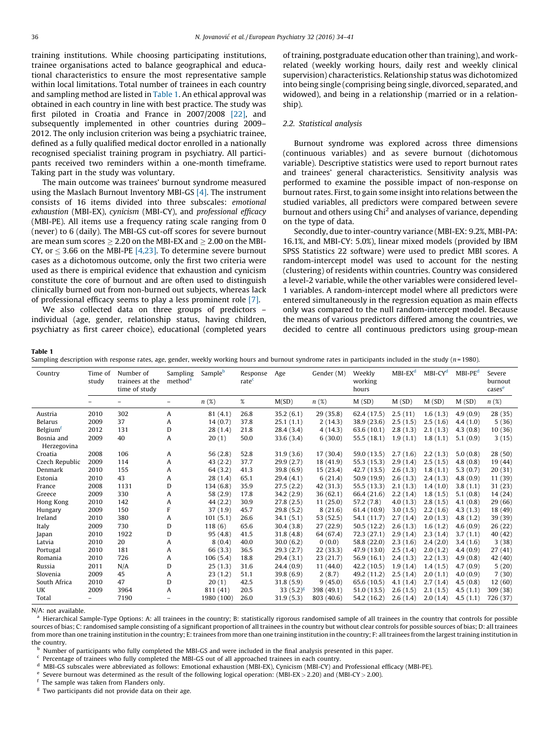training institutions. While choosing participating institutions, trainee organisations acted to balance geographical and educational characteristics to ensure the most representative sample within local limitations. Total number of trainees in each country and sampling method are listed in Table 1. An ethical approval was obtained in each country in line with best practice. The study was first piloted in Croatia and France in 2007/2008 [22], and subsequently implemented in other countries during 2009–2012. The only inclusion criterion was being a psychiatric trainee, defined as a fully qualified medical doctor enrolled in a nationally recognised specialist training program in psychiatry. All participants received two reminders within a one-month timeframe. Taking part in the study was voluntary.

The main outcome was trainees' burnout syndrome measured using the Maslach Burnout Inventory MBI-GS [4]. The instrument consists of 16 items divided into three subscales: *emotional exhaustion* (MBI-EX), *cynicism* (MBI-CY), and *professional efficacy* (MBI-PE). All items use a frequency rating scale ranging from 0 (never) to 6 (daily). The MBI-GS cut-off scores for severe burnout are mean sum scores ≥ 2.20 on the MBI-EX and ≥ 2.00 on the MBI-CY, or ≤ 3.66 on the MBI-PE [4,23]. To determine severe burnout cases as a dichotomous outcome, only the first two criteria were used as there is empirical evidence that exhaustion and cynicism constitute the core of burnout and are often used to distinguish clinically burned out from non-burned out subjects, whereas lack of professional efficacy seems to play a less prominent role [7].

We also collected data on three groups of predictors – individual (age, gender, relationship status, having children, psychiatry as first career choice), educational (completed years of training, postgraduate education other than training), and work-related (weekly working hours, daily rest and weekly clinical supervision) characteristics. Relationship status was dichotomized into being single (comprising being single, divorced, separated, and widowed), and being in a relationship (married or in a relationship).

### 2.2. Statistical analysis

Burnout syndrome was explored across three dimensions (continuous variables) and as severe burnout (dichotomous variable). Descriptive statistics were used to report burnout rates and trainees' general characteristics. Sensitivity analysis was performed to examine the possible impact of non-response on burnout rates. First, to gain some insight into relations between the studied variables, all predictors were compared between severe burnout and others using $Chi^2$ and analyses of variance, depending on the type of data.

Secondly, due to inter-country variance (MBI-EX: 9.2%, MBI-PA: 16.1%, and MBI-CY: 5.0%), linear mixed models (provided by IBM SPSS Statistics 22 software) were used to predict MBI scores. A random-intercept model was used to account for the nesting (clustering) of residents within countries. Country was considered a level-2 variable, while the other variables were considered level-1 variables. A random-intercept model where all predictors were entered simultaneously in the regression equation as main effects only was compared to the null random-intercept model. Because the means of various predictors differed among the countries, we decided to centre all continuous predictors using group-mean

**Table 1**
Sampling description with response rates, age, gender, weekly working hours and burnout syndrome rates in participants included in the study ($n$ = 1980).

| Country | Time of study | Number of trainees at the time of study | Sampling method[a] | Sample[b] | Response rate[c] | Age | Gender (M) | Weekly working hours | MBI-EX[d] | MBI-CY[d] | MBI-PE[d] | Severe burnout cases[e] |
|---|---|---|---|---|---|---|---|---|---|---|---|---|
| – | – | – | – | n (%) | % | M(SD) | n (%) | M (SD) | M (SD) | M (SD) | M (SD) | n (%) |
| Austria | 2010 | 302 | A | 81 (4.1) | 26.8 | 35.2 (6.1) | 29 (35.8) | 62.4 (17.5) | 2.5 (11) | 1.6 (1.3) | 4.9 (0.9) | 28 (35) |
| Belarus | 2009 | 37 | A | 14 (0.7) | 37.8 | 25.1 (1.1) | 2 (14.3) | 38.9 (23.6) | 2.5 (1.5) | 2.5 (1.6) | 4.4 (1.0) | 5 (36) |
| Belgium[f] | 2012 | 131 | D | 28 (1.4) | 21.8 | 28.4 (3.4) | 4 (14.3) | 63.6 (10.1) | 2.8 (1.3) | 2.1 (1.3) | 4.3 (0.8) | 10 (36) |
| Bosnia and Herzegovina | 2009 | 40 | A | 20 (1) | 50.0 | 33.6 (3.4) | 6 (30.0) | 55.5 (18.1) | 1.9 (1.1) | 1.8 (1.1) | 5.1 (0.9) | 3 (15) |
| Croatia | 2008 | 106 | A | 56 (2.8) | 52.8 | 31.9 (3.6) | 17 (30.4) | 59.0 (13.5) | 2.7 (1.6) | 2.2 (1.3) | 5.0 (0.8) | 28 (50) |
| Czech Republic | 2009 | 114 | A | 43 (2.2) | 37.7 | 29.9 (2.7) | 18 (41.9) | 55.3 (15.3) | 2.9 (1.4) | 2.5 (1.5) | 4.8 (0.8) | 19 (44) |
| Denmark | 2010 | 155 | A | 64 (3.2) | 41.3 | 39.8 (6.9) | 15 (23.4) | 42.7 (13.5) | 2.6 (1.3) | 1.8 (1.1) | 5.3 (0.7) | 20 (31) |
| Estonia | 2010 | 43 | A | 28 (1.4) | 65.1 | 29.4 (4.1) | 6 (21.4) | 50.9 (19.9) | 2.6 (1.3) | 2.4 (1.3) | 4.8 (0.9) | 11 (39) |
| France | 2008 | 1131 | D | 134 (6.8) | 35.9 | 27.5 (2.2) | 42 (31.3) | 55.5 (13.3) | 2.1 (1.3) | 1.4 (1.0) | 3.8 (1.1) | 31 (23) |
| Greece | 2009 | 330 | A | 58 (2.9) | 17.8 | 34.2 (2.9) | 36 (62.1) | 66.4 (21.6) | 2.2 (1.4) | 1.8 (1.5) | 5.1 (0.8) | 14 (24) |
| Hong Kong | 2010 | 142 | A | 44 (2.2) | 30.9 | 27.8 (2.5) | 11 (25.0) | 57.2 (7.8) | 4.0 (1.3) | 2.8 (1.5) | 4.1 (0.8) | 29 (66) |
| Hungary | 2009 | 150 | F | 37 (1.9) | 45.7 | 29.8 (5.2) | 8 (21.6) | 61.4 (10.9) | 3.0 (1.5) | 2.2 (1.6) | 4.3 (1.3) | 18 (49) |
| Ireland | 2010 | 380 | A | 101 (5.1) | 26.6 | 34.1 (5.1) | 53 (52.5) | 54.1 (11.7) | 2.7 (1.4) | 2.0 (1.3) | 4.8 (1.2) | 39 (39) |
| Italy | 2009 | 730 | D | 118 (6) | 65.6 | 30.4 (3.8) | 27 (22.9) | 50.5 (12.2) | 2.6 (1.3) | 1.6 (1.2) | 4.6 (0.9) | 26 (22) |
| Japan | 2010 | 1922 | D | 95 (4.8) | 41.5 | 31.8 (4.8) | 64 (67.4) | 72.3 (27.1) | 2.9 (1.4) | 2.3 (1.4) | 3.7 (1.1) | 40 (42) |
| Latvia | 2010 | 20 | A | 8 (0.4) | 40.0 | 30.0 (6.2) | 0 (0.0) | 58.8 (22.0) | 2.3 (1.6) | 2.4 (2.0) | 3.4 (1.6) | 3 (38) |
| Portugal | 2010 | 181 | A | 66 (3.3) | 36.5 | 29.3 (2.7) | 22 (33.3) | 47.9 (13.0) | 2.5 (1.4) | 2.0 (1.2) | 4.4 (0.9) | 27 (41) |
| Romania | 2010 | 726 | A | 106 (5.4) | 18.8 | 29.4 (3.1) | 23 (21.7) | 56.9 (16.1) | 2.4 (1.3) | 2.2 (1.3) | 4.9 (0.8) | 42 (40) |
| Russia | 2011 | N/A | D | 25 (1.3) | 31.6 | 24.4 (0.9) | 11 (44.0) | 42.2 (10.5) | 1.9 (1.4) | 1.4 (1.5) | 4.7 (0.9) | 5 (20) |
| Slovenia | 2009 | 45 | A | 23 (1.2) | 51.1 | 39.8 (6.9) | 2 (8.7) | 49.2 (11.2) | 2.5 (1.4) | 2.0 (1.1) | 4.0 (0.9) | 7 (30) |
| South Africa | 2010 | 47 | D | 20 (1) | 42.5 | 31.8 (5.9) | 9 (45.0) | 65.6 (10.5) | 4.1 (1.4) | 2.7 (1.4) | 4.5 (0.8) | 12 (60) |
| UK | 2009 | 3964 | A | 811 (41) | 20.5 | 33 (5.2)[g] | 398 (49.1) | 51.0 (13.5) | 2.6 (1.5) | 2.1 (1.5) | 4.5 (1.1) | 309 (38) |
| Total | – | 7190 | – | 1980 (100) | 26.0 | 31.9 (5.3) | 803 (40.6) | 54.2 (16.2) | 2.6 (1.4) | 2.0 (1.4) | 4.5 (1.1) | 726 (37) |

N/A: not available.
[a] Hierarchical Sample-Type Options: A: all trainees in the country; B: statistically rigorous randomised sample of all trainees in the country that controls for possible sources of bias; C: randomised sample consisting of a significant proportion of all trainees in the country but without clear controls for possible sources of bias; D: all trainees from more than one training institution in the country; E: trainees from more than one training institution in the country; F: all trainees from the largest training institution in the country.
[b] Number of participants who fully completed the MBI-GS and were included in the final analysis presented in this paper.
[c] Percentage of trainees who fully completed the MBI-GS out of all approached trainees in each country.
[d] MBI-GS subscales were abbreviated as follows: Emotional exhaustion (MBI-EX), Cynicism (MBI-CY) and Professional efficacy (MBI-PE).
[e] Severe burnout was determined as the result of the following logical operation: (MBI-EX > 2.20) and (MBI-CY > 2.00).
[f] The sample was taken from Flanders only.
[g] Two participants did not provide data on their age.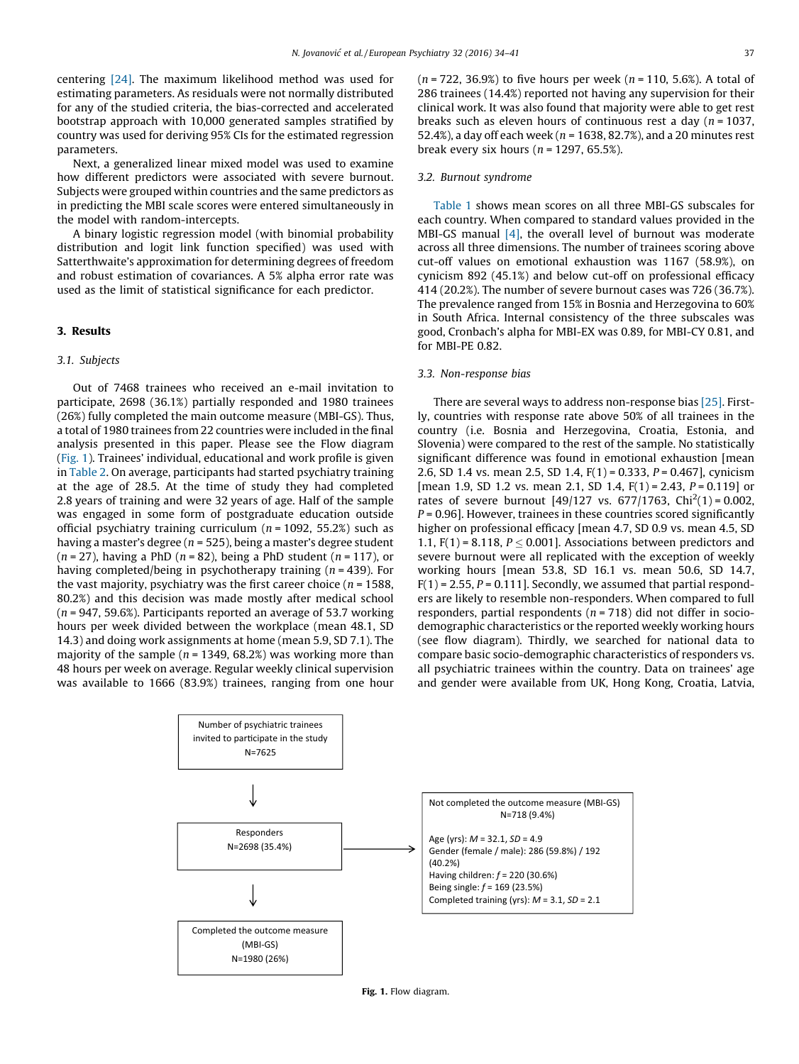centering [24]. The maximum likelihood method was used for estimating parameters. As residuals were not normally distributed for any of the studied criteria, the bias-corrected and accelerated bootstrap approach with 10,000 generated samples stratified by country was used for deriving 95% CIs for the estimated regression parameters.

Next, a generalized linear mixed model was used to examine how different predictors were associated with severe burnout. Subjects were grouped within countries and the same predictors as in predicting the MBI scale scores were entered simultaneously in the model with random-intercepts.

A binary logistic regression model (with binomial probability distribution and logit link function specified) was used with Satterthwaite's approximation for determining degrees of freedom and robust estimation of covariances. A 5% alpha error rate was used as the limit of statistical significance for each predictor.

## 3. Results

### 3.1. Subjects

Out of 7468 trainees who received an e-mail invitation to participate, 2698 (36.1%) partially responded and 1980 trainees (26%) fully completed the main outcome measure (MBI-GS). Thus, a total of 1980 trainees from 22 countries were included in the final analysis presented in this paper. Please see the Flow diagram (Fig. 1). Trainees' individual, educational and work profile is given in Table 2. On average, participants had started psychiatry training at the age of 28.5. At the time of study they had completed 2.8 years of training and were 32 years of age. Half of the sample was engaged in some form of postgraduate education outside official psychiatry training curriculum (*n* = 1092, 55.2%) such as having a master's degree (*n* = 525), being a master's degree student (*n* = 27), having a PhD (*n* = 82), being a PhD student (*n* = 117), or having completed/being in psychotherapy training (*n* = 439). For the vast majority, psychiatry was the first career choice (*n* = 1588, 80.2%) and this decision was made mostly after medical school (*n* = 947, 59.6%). Participants reported an average of 53.7 working hours per week divided between the workplace (mean 48.1, SD 14.3) and doing work assignments at home (mean 5.9, SD 7.1). The majority of the sample (*n* = 1349, 68.2%) was working more than 48 hours per week on average. Regular weekly clinical supervision was available to 1666 (83.9%) trainees, ranging from one hour (*n* = 722, 36.9%) to five hours per week (*n* = 110, 5.6%). A total of 286 trainees (14.4%) reported not having any supervision for their clinical work. It was also found that majority were able to get rest breaks such as eleven hours of continuous rest a day (*n* = 1037, 52.4%), a day off each week (*n* = 1638, 82.7%), and a 20 minutes rest break every six hours (*n* = 1297, 65.5%).

### 3.2. Burnout syndrome

Table 1 shows mean scores on all three MBI-GS subscales for each country. When compared to standard values provided in the MBI-GS manual [4], the overall level of burnout was moderate across all three dimensions. The number of trainees scoring above cut-off values on emotional exhaustion was 1167 (58.9%), on cynicism 892 (45.1%) and below cut-off on professional efficacy 414 (20.2%). The number of severe burnout cases was 726 (36.7%). The prevalence ranged from 15% in Bosnia and Herzegovina to 60% in South Africa. Internal consistency of the three subscales was good, Cronbach's alpha for MBI-EX was 0.89, for MBI-CY 0.81, and for MBI-PE 0.82.

### 3.3. Non-response bias

There are several ways to address non-response bias [25]. Firstly, countries with response rate above 50% of all trainees in the country (i.e. Bosnia and Herzegovina, Croatia, Estonia, and Slovenia) were compared to the rest of the sample. No statistically significant difference was found in emotional exhaustion [mean 2.6, SD 1.4 vs. mean 2.5, SD 1.4, $F(1) = 0.333$, $P = 0.467$], cynicism [mean 1.9, SD 1.2 vs. mean 2.1, SD 1.4, $F(1) = 2.43$, $P = 0.119$] or rates of severe burnout [49/127 vs. 677/1763, $Chi^2(1) = 0.002$, $P = 0.96$]. However, trainees in these countries scored significantly higher on professional efficacy [mean 4.7, SD 0.9 vs. mean 4.5, SD 1.1, $F(1) = 8.118$, $P \leq 0.001$]. Associations between predictors and severe burnout were all replicated with the exception of weekly working hours [mean 53.8, SD 16.1 vs. mean 50.6, SD 14.7, $F(1) = 2.55$, $P = 0.111$]. Secondly, we assumed that partial responders are likely to resemble non-responders. When compared to full responders, partial respondents (*n* = 718) did not differ in socio-demographic characteristics or the reported weekly working hours (see flow diagram). Thirdly, we searched for national data to compare basic socio-demographic characteristics of responders vs. all psychiatric trainees within the country. Data on trainees' age and gender were available from UK, Hong Kong, Croatia, Latvia,

Number of psychiatric trainees invited to participate in the study N=7625

↓

Responders N=2698 (35.4%) → Not completed the outcome measure (MBI-GS) N=718 (9.4%)
Age (yrs): *M* = 32.1, *SD* = 4.9
Gender (female / male): 286 (59.8%) / 192 (40.2%)
Having children: *f* = 220 (30.6%)
Being single: *f* = 169 (23.5%)
Completed training (yrs): *M* = 3.1, *SD* = 2.1

↓

Completed the outcome measure (MBI-GS) N=1980 (26%)

**Fig. 1.** Flow diagram.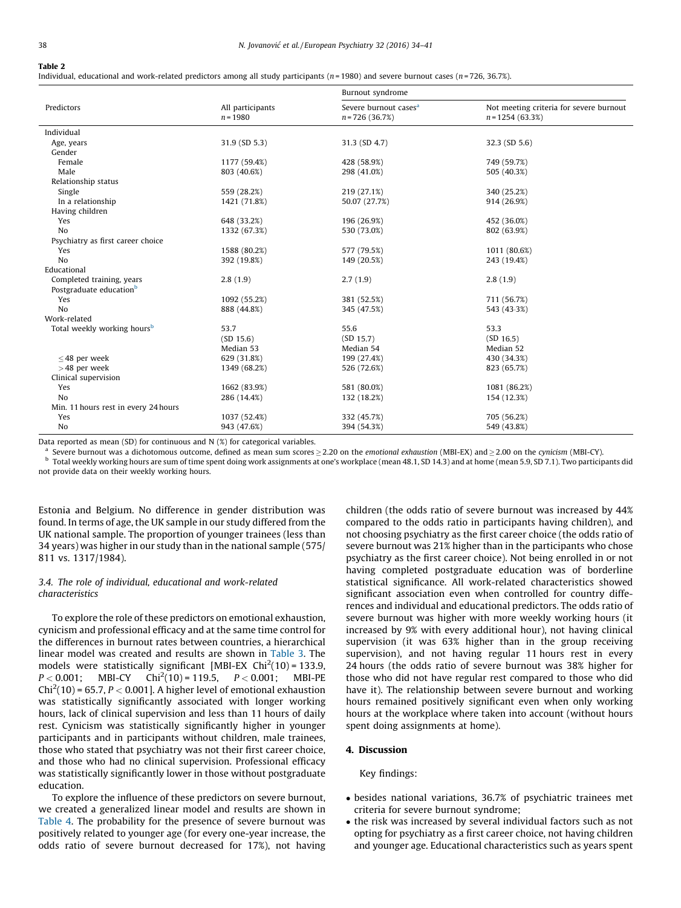**Table 2**
Individual, educational and work-related predictors among all study participants ($n = 1980$) and severe burnout cases ($n = 726$, 36.7%).

| Predictors | All participants $n = 1980$ | Burnout syndrome | |
|---|---|---|---|
| | | Severe burnout cases[a] $n = 726$ (36.7%) | Not meeting criteria for severe burnout $n = 1254$ (63.3%) |
| Individual | | | |
| Age, years | 31.9 (SD 5.3) | 31.3 (SD 4.7) | 32.3 (SD 5.6) |
| Gender | | | |
| Female | 1177 (59.4%) | 428 (58.9%) | 749 (59.7%) |
| Male | 803 (40.6%) | 298 (41.0%) | 505 (40.3%) |
| Relationship status | | | |
| Single | 559 (28.2%) | 219 (27.1%) | 340 (25.2%) |
| In a relationship | 1421 (71.8%) | 50.07 (27.7%) | 914 (26.9%) |
| Having children | | | |
| Yes | 648 (33.2%) | 196 (26.9%) | 452 (36.0%) |
| No | 1332 (67.3%) | 530 (73.0%) | 802 (63.9%) |
| Psychiatry as first career choice | | | |
| Yes | 1588 (80.2%) | 577 (79.5%) | 1011 (80.6%) |
| No | 392 (19.8%) | 149 (20.5%) | 243 (19.4%) |
| Educational | | | |
| Completed training, years | 2.8 (1.9) | 2.7 (1.9) | 2.8 (1.9) |
| Postgraduate education[b] | | | |
| Yes | 1092 (55.2%) | 381 (52.5%) | 711 (56.7%) |
| No | 888 (44.8%) | 345 (47.5%) | 543 (43.3%) |
| Work-related | | | |
| Total weekly working hours[b] | 53.7 (SD 15.6) Median 53 | 55.6 (SD 15.7) Median 54 | 53.3 (SD 16.5) Median 52 |
| ≤48 per week | 629 (31.8%) | 199 (27.4%) | 430 (34.3%) |
| >48 per week | 1349 (68.2%) | 526 (72.6%) | 823 (65.7%) |
| Clinical supervision | | | |
| Yes | 1662 (83.9%) | 581 (80.0%) | 1081 (86.2%) |
| No | 286 (14.4%) | 132 (18.2%) | 154 (12.3%) |
| Min. 11 hours rest in every 24 hours | | | |
| Yes | 1037 (52.4%) | 332 (45.7%) | 705 (56.2%) |
| No | 943 (47.6%) | 394 (54.3%) | 549 (43.8%) |

Data reported as mean (SD) for continuous and N (%) for categorical variables.

[a] Severe burnout was a dichotomous outcome, defined as mean sum scores ≥2.20 on the *emotional exhaustion* (MBI-EX) and ≥2.00 on the *cynicism* (MBI-CY).

[b] Total weekly working hours are sum of time spent doing work assignments at one's workplace (mean 48.1, SD 14.3) and at home (mean 5.9, SD 7.1). Two participants did not provide data on their weekly working hours.

Estonia and Belgium. No difference in gender distribution was found. In terms of age, the UK sample in our study differed from the UK national sample. The proportion of younger trainees (less than 34 years) was higher in our study than in the national sample (575/811 vs. 1317/1984).

### 3.4. The role of individual, educational and work-related characteristics

To explore the role of these predictors on emotional exhaustion, cynicism and professional efficacy and at the same time control for the differences in burnout rates between countries, a hierarchical linear model was created and results are shown in Table 3. The models were statistically significant [MBI-EX $Chi^2(10) = 133.9$, $P < 0.001$; MBI-CY $Chi^2(10) = 119.5$, $P < 0.001$; MBI-PE $Chi^2(10) = 65.7$, $P < 0.001$]. A higher level of emotional exhaustion was statistically significantly associated with longer working hours, lack of clinical supervision and less than 11 hours of daily rest. Cynicism was statistically significantly higher in younger participants and in participants without children, male trainees, those who stated that psychiatry was not their first career choice, and those who had no clinical supervision. Professional efficacy was statistically significantly lower in those without postgraduate education.

To explore the influence of these predictors on severe burnout, we created a generalized linear model and results are shown in Table 4. The probability for the presence of severe burnout was positively related to younger age (for every one-year increase, the odds ratio of severe burnout decreased for 17%), not having children (the odds ratio of severe burnout was increased by 44% compared to the odds ratio in participants having children), and not choosing psychiatry as the first career choice (the odds ratio of severe burnout was 21% higher than in the participants who chose psychiatry as the first career choice). Not being enrolled in or not having completed postgraduate education was of borderline statistical significance. All work-related characteristics showed significant association even when controlled for country differences and individual and educational predictors. The odds ratio of severe burnout was higher with more weekly working hours (it increased by 9% with every additional hour), not having clinical supervision (it was 63% higher than in the group receiving supervision), and not having regular 11 hours rest in every 24 hours (the odds ratio of severe burnout was 38% higher for those who did not have regular rest compared to those who did have it). The relationship between severe burnout and working hours remained positively significant even when only working hours at the workplace where taken into account (without hours spent doing assignments at home).

## 4. Discussion

Key findings:

- besides national variations, 36.7% of psychiatric trainees met criteria for severe burnout syndrome;
- the risk was increased by several individual factors such as not opting for psychiatry as a first career choice, not having children and younger age. Educational characteristics such as years spent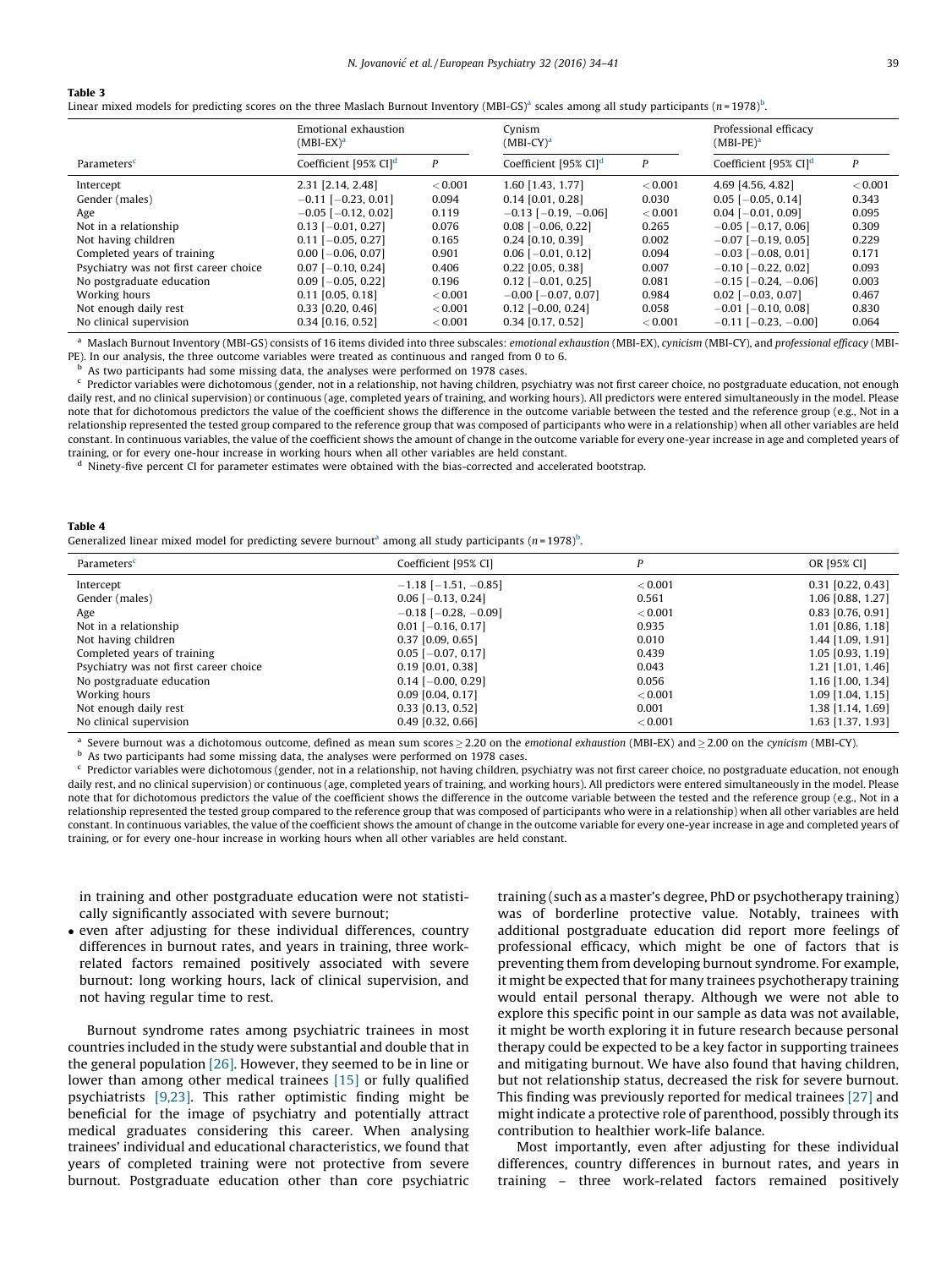**Table 3**
Linear mixed models for predicting scores on the three Maslach Burnout Inventory (MBI-GS)[a] scales among all study participants ($n = 1978$)[b].

| Parameters[c] | Emotional exhaustion (MBI-EX)[a] | | Cynism (MBI-CY)[a] | | Professional efficacy (MBI-PE)[a] | |
|---|---|---|---|---|---|---|
| | Coefficient [95% CI][d] | P | Coefficient [95% CI][d] | P | Coefficient [95% CI][d] | P |
| Intercept | 2.31 [2.14, 2.48] | < 0.001 | 1.60 [1.43, 1.77] | < 0.001 | 4.69 [4.56, 4.82] | < 0.001 |
| Gender (males) | −0.11 [−0.23, 0.01] | 0.094 | 0.14 [0.01, 0.28] | 0.030 | 0.05 [−0.05, 0.14] | 0.343 |
| Age | −0.05 [−0.12, 0.02] | 0.119 | −0.13 [−0.19, −0.06] | < 0.001 | 0.04 [−0.01, 0.09] | 0.095 |
| Not in a relationship | 0.13 [−0.01, 0.27] | 0.076 | 0.08 [−0.06, 0.22] | 0.265 | −0.05 [−0.17, 0.06] | 0.309 |
| Not having children | 0.11 [−0.05, 0.27] | 0.165 | 0.24 [0.10, 0.39] | 0.002 | −0.07 [−0.19, 0.05] | 0.229 |
| Completed years of training | 0.00 [−0.06, 0.07] | 0.901 | 0.06 [−0.01, 0.12] | 0.094 | −0.03 [−0.08, 0.01] | 0.171 |
| Psychiatry was not first career choice | 0.07 [−0.10, 0.24] | 0.406 | 0.22 [0.05, 0.38] | 0.007 | −0.10 [−0.22, 0.02] | 0.093 |
| No postgraduate education | 0.09 [−0.05, 0.22] | 0.196 | 0.12 [−0.01, 0.25] | 0.081 | −0.15 [−0.24, −0.06] | 0.003 |
| Working hours | 0.11 [0.05, 0.18] | < 0.001 | −0.00 [−0.07, 0.07] | 0.984 | 0.02 [−0.03, 0.07] | 0.467 |
| Not enough daily rest | 0.33 [0.20, 0.46] | < 0.001 | 0.12 [−0.00, 0.24] | 0.058 | −0.01 [−0.10, 0.08] | 0.830 |
| No clinical supervision | 0.34 [0.16, 0.52] | < 0.001 | 0.34 [0.17, 0.52] | < 0.001 | −0.11 [−0.23, −0.00] | 0.064 |

[a] Maslach Burnout Inventory (MBI-GS) consists of 16 items divided into three subscales: *emotional exhaustion* (MBI-EX), *cynism* (MBI-CY), and *professional efficacy* (MBI-PE). In our analysis, the three outcome variables were treated as continuous and ranged from 0 to 6.
[b] As two participants had some missing data, the analyses were performed on 1978 cases.
[c] Predictor variables were dichotomous (gender, not in a relationship, not having children, psychiatry was not first career choice, no postgraduate education, not enough daily rest, and no clinical supervision) or continuous (age, completed years of training, and working hours). All predictors were entered simultaneously in the model. Please note that for dichotomous predictors the value of the coefficient shows the difference in the outcome variable between the tested and the reference group (e.g., Not in a relationship represented the tested group compared to the reference group that was composed of participants who were in a relationship) when all other variables are held constant. In continuous variables, the value of the coefficient shows the amount of change in the outcome variable for every one-year increase in age and completed years of training, or for every one-hour increase in working hours when all other variables are held constant.
[d] Ninety-five percent CI for parameter estimates were obtained with the bias-corrected and accelerated bootstrap.

**Table 4**
Generalized linear mixed model for predicting severe burnout[a] among all study participants ($n = 1978$)[b].

| Parameters[c] | Coefficient [95% CI] | P | OR [95% CI] |
|---|---|---|---|
| Intercept | −1.18 [−1.51, −0.85] | < 0.001 | 0.31 [0.22, 0.43] |
| Gender (males) | 0.06 [−0.13, 0.24] | 0.561 | 1.06 [0.88, 1.27] |
| Age | −0.18 [−0.28, −0.09] | < 0.001 | 0.83 [0.76, 0.91] |
| Not in a relationship | 0.01 [−0.16, 0.17] | 0.935 | 1.01 [0.86, 1.18] |
| Not having children | 0.37 [0.09, 0.65] | 0.010 | 1.44 [1.09, 1.91] |
| Completed years of training | 0.05 [−0.07, 0.17] | 0.439 | 1.05 [0.93, 1.19] |
| Psychiatry was not first career choice | 0.19 [0.01, 0.38] | 0.043 | 1.21 [1.01, 1.46] |
| No postgraduate education | 0.14 [−0.00, 0.29] | 0.056 | 1.16 [1.00, 1.34] |
| Working hours | 0.09 [0.04, 0.17] | < 0.001 | 1.09 [1.04, 1.15] |
| Not enough daily rest | 0.33 [0.13, 0.52] | 0.001 | 1.38 [1.14, 1.69] |
| No clinical supervision | 0.49 [0.32, 0.66] | < 0.001 | 1.63 [1.37, 1.93] |

[a] Severe burnout was a dichotomous outcome, defined as mean sum scores ≥ 2.20 on the *emotional exhaustion* (MBI-EX) and ≥ 2.00 on the *cynism* (MBI-CY).
[b] As two participants had some missing data, the analyses were performed on 1978 cases.
[c] Predictor variables were dichotomous (gender, not in a relationship, not having children, psychiatry was not first career choice, no postgraduate education, not enough daily rest, and no clinical supervision) or continuous (age, completed years of training, and working hours). All predictors were entered simultaneously in the model. Please note that for dichotomous predictors the value of the coefficient shows the difference in the outcome variable between the tested and the reference group (e.g., Not in a relationship represented the tested group compared to the reference group that was composed of participants who were in a relationship) when all other variables are held constant. In continuous variables, the value of the coefficient shows the amount of change in the outcome variable for every one-year increase in age and completed years of training, or for every one-hour increase in working hours when all other variables are held constant.

in training and other postgraduate education were not statistically significantly associated with severe burnout;

- even after adjusting for these individual differences, country differences in burnout rates, and years in training, three work-related factors remained positively associated with severe burnout: long working hours, lack of clinical supervision, and not having regular time to rest.

Burnout syndrome rates among psychiatric trainees in most countries included in the study were substantial and double that in the general population [26]. However, they seemed to be in line or lower than among other medical trainees [15] or fully qualified psychiatrists [9,23]. This rather optimistic finding might be beneficial for the image of psychiatry and potentially attract medical graduates considering this career. When analysing trainees' individual and educational characteristics, we found that years of completed training were not protective from severe burnout. Postgraduate education other than core psychiatric training (such as a master's degree, PhD or psychotherapy training) was of borderline protective value. Notably, trainees with additional postgraduate education did report more feelings of professional efficacy, which might be one of factors that is preventing them from developing burnout syndrome. For example, it might be expected that for many trainees psychotherapy training would entail personal therapy. Although we were not able to explore this specific point in our sample as data was not available, it might be worth exploring it in future research because personal therapy could be expected to be a key factor in supporting trainees and mitigating burnout. We have also found that having children, but not relationship status, decreased the risk for severe burnout. This finding was previously reported for medical trainees [27] and might indicate a protective role of parenthood, possibly through its contribution to healthier work-life balance.

Most importantly, even after adjusting for these individual differences, country differences in burnout rates, and years in training – three work-related factors remained positively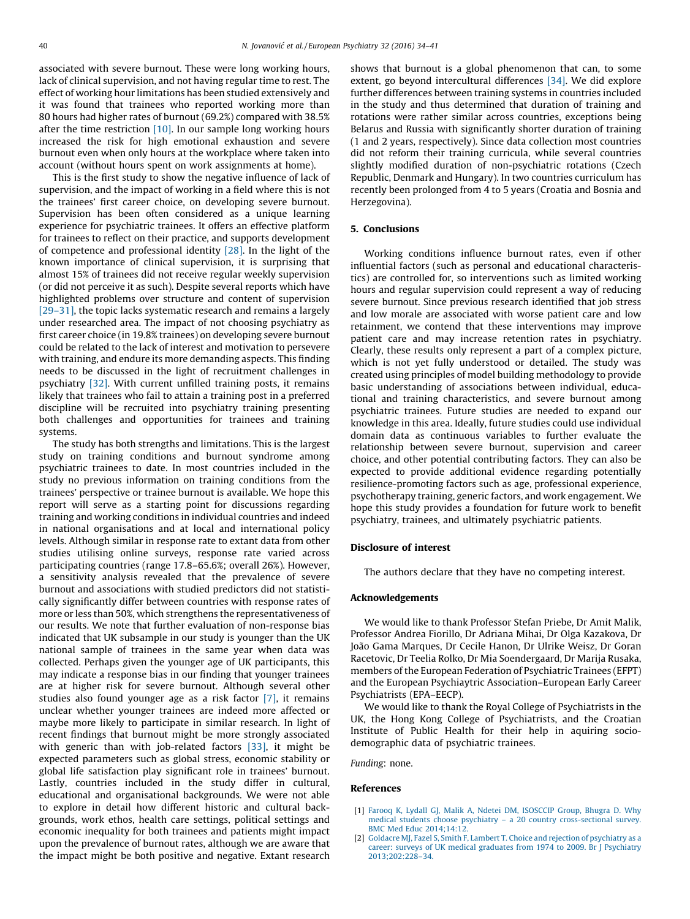associated with severe burnout. These were long working hours, lack of clinical supervision, and not having regular time to rest. The effect of working hour limitations has been studied extensively and it was found that trainees who reported working more than 80 hours had higher rates of burnout (69.2%) compared with 38.5% after the time restriction [10]. In our sample long working hours increased the risk for high emotional exhaustion and severe burnout even when only hours at the workplace where taken into account (without hours spent on work assignments at home).

This is the first study to show the negative influence of lack of supervision, and the impact of working in a field where this is not the trainees' first career choice, on developing severe burnout. Supervision has been often considered as a unique learning experience for psychiatric trainees. It offers an effective platform for trainees to reflect on their practice, and supports development of competence and professional identity [28]. In the light of the known importance of clinical supervision, it is surprising that almost 15% of trainees did not receive regular weekly supervision (or did not perceive it as such). Despite several reports which have highlighted problems over structure and content of supervision [29–31], the topic lacks systematic research and remains a largely under researched area. The impact of not choosing psychiatry as first career choice (in 19.8% trainees) on developing severe burnout could be related to the lack of interest and motivation to persevere with training, and endure its more demanding aspects. This finding needs to be discussed in the light of recruitment challenges in psychiatry [32]. With current unfilled training posts, it remains likely that trainees who fail to attain a training post in a preferred discipline will be recruited into psychiatry training presenting both challenges and opportunities for trainees and training systems.

The study has both strengths and limitations. This is the largest study on training conditions and burnout syndrome among psychiatric trainees to date. In most countries included in the study no previous information on training conditions from the trainees' perspective or trainee burnout is available. We hope this report will serve as a starting point for discussions regarding training and working conditions in individual countries and indeed in national organisations and at local and international policy levels. Although similar in response rate to extant data from other studies utilising online surveys, response rate varied across participating countries (range 17.8–65.6%; overall 26%). However, a sensitivity analysis revealed that the prevalence of severe burnout and associations with studied predictors did not statistically significantly differ between countries with response rates of more or less than 50%, which strengthens the representativeness of our results. We note that further evaluation of non-response bias indicated that UK subsample in our study is younger than the UK national sample of trainees in the same year when data was collected. Perhaps given the younger age of UK participants, this may indicate a response bias in our finding that younger trainees are at higher risk for severe burnout. Although several other studies also found younger age as a risk factor [7], it remains unclear whether younger trainees are indeed more affected or maybe more likely to participate in similar research. In light of recent findings that burnout might be more strongly associated with generic than with job-related factors [33], it might be expected parameters such as global stress, economic stability or global life satisfaction play significant role in trainees' burnout. Lastly, countries included in the study differ in cultural, educational and organisational backgrounds. We were not able to explore in detail how different historic and cultural backgrounds, work ethos, health care settings, political settings and economic inequality for both trainees and patients might impact upon the prevalence of burnout rates, although we are aware that the impact might be both positive and negative. Extant research shows that burnout is a global phenomenon that can, to some extent, go beyond intercultural differences [34]. We did explore further differences between training systems in countries included in the study and thus determined that duration of training and rotations were rather similar across countries, exceptions being Belarus and Russia with significantly shorter duration of training (1 and 2 years, respectively). Since data collection most countries did not reform their training curricula, while several countries slightly modified duration of non-psychiatric rotations (Czech Republic, Denmark and Hungary). In two countries curriculum has recently been prolonged from 4 to 5 years (Croatia and Bosnia and Herzegovina).

## 5. Conclusions

Working conditions influence burnout rates, even if other influential factors (such as personal and educational characteristics) are controlled for, so interventions such as limited working hours and regular supervision could represent a way of reducing severe burnout. Since previous research identified that job stress and low morale are associated with worse patient care and low retainment, we contend that these interventions may improve patient care and may increase retention rates in psychiatry. Clearly, these results only represent a part of a complex picture, which is not yet fully understood or detailed. The study was created using principles of model building methodology to provide basic understanding of associations between individual, educational and training characteristics, and severe burnout among psychiatric trainees. Future studies are needed to expand our knowledge in this area. Ideally, future studies could use individual domain data as continuous variables to further evaluate the relationship between severe burnout, supervision and career choice, and other potential contributing factors. They can also be expected to provide additional evidence regarding potentially resilience-promoting factors such as age, professional experience, psychotherapy training, generic factors, and work engagement. We hope this study provides a foundation for future work to benefit psychiatry, trainees, and ultimately psychiatric patients.

## Disclosure of interest

The authors declare that they have no competing interest.

## Acknowledgements

We would like to thank Professor Stefan Priebe, Dr Amit Malik, Professor Andrea Fiorillo, Dr Adriana Mihai, Dr Olga Kazakova, Dr João Gama Marques, Dr Cecile Hanon, Dr Ulrike Weisz, Dr Goran Racetovic, Dr Teelia Rolko, Dr Mia Soendergaard, Dr Marija Rusaka, members of the European Federation of Psychiatric Trainees (EFPT) and the European Psychiaytric Association–European Early Career Psychiatrists (EPA–EECP).

We would like to thank the Royal College of Psychiatrists in the UK, the Hong Kong College of Psychiatrists, and the Croatian Institute of Public Health for their help in aquiring sociodemographic data of psychiatric trainees.

*Funding*: none.

## References

[1] Farooq K, Lydall GJ, Malik A, Ndetei DM, ISOSCCIP Group, Bhugra D. Why medical students choose psychiatry – a 20 country cross-sectional survey. BMC Med Educ 2014;14:12.

[2] Goldacre MJ, Fazel S, Smith F, Lambert T. Choice and rejection of psychiatry as a career: surveys of UK medical graduates from 1974 to 2009. Br J Psychiatry 2013;202:228–34.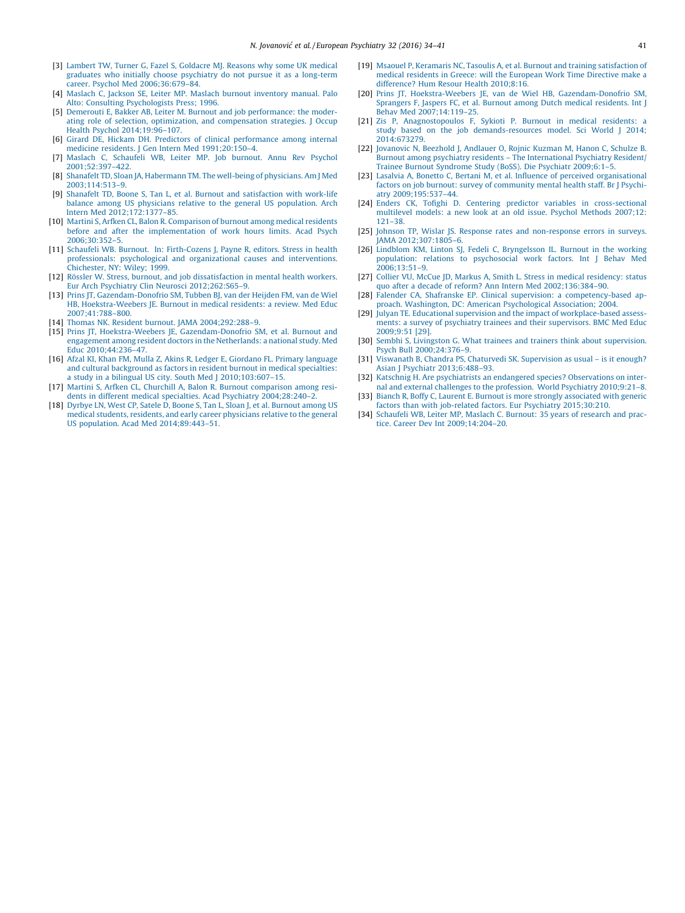[3] Lambert TW, Turner G, Fazel S, Goldacre MJ. Reasons why some UK medical graduates who initially choose psychiatry do not pursue it as a long-term career. Psychol Med 2006;36:679–84.

[4] Maslach C, Jackson SE, Leiter MP. Maslach burnout inventory manual. Palo Alto: Consulting Psychologists Press; 1996.

[5] Demerouti E, Bakker AB, Leiter M. Burnout and job performance: the moderating role of selection, optimization, and compensation strategies. J Occup Health Psychol 2014;19:96–107.

[6] Girard DE, Hickam DH. Predictors of clinical performance among internal medicine residents. J Gen Intern Med 1991;20:150–4.

[7] Maslach C, Schaufeli WB, Leiter MP. Job burnout. Annu Rev Psychol 2001;52:397–422.

[8] Shanafelt TD, Sloan JA, Habermann TM. The well-being of physicians. Am J Med 2003;114:513–9.

[9] Shanafelt TD, Boone S, Tan L, et al. Burnout and satisfaction with work-life balance among US physicians relative to the general US population. Arch Intern Med 2012;172:1377–85.

[10] Martini S, Arfken CL, Balon R. Comparison of burnout among medical residents before and after the implementation of work hours limits. Acad Psych 2006;30:352–5.

[11] Schaufeli WB. Burnout. In: Firth-Cozens J, Payne R, editors. Stress in health professionals: psychological and organizational causes and interventions. Chichester, NY: Wiley; 1999.

[12] Rössler W. Stress, burnout, and job dissatisfaction in mental health workers. Eur Arch Psychiatry Clin Neurosci 2012;262:S65–9.

[13] Prins JT, Gazendam-Donofrio SM, Tubben BJ, van der Heijden FM, van de Wiel HB, Hoekstra-Weebers JE. Burnout in medical residents: a review. Med Educ 2007;41:788–800.

[14] Thomas NK. Resident burnout. JAMA 2004;292:288–9.

[15] Prins JT, Hoekstra-Weebers JE, Gazendam-Donofrio SM, et al. Burnout and engagement among resident doctors in the Netherlands: a national study. Med Educ 2010;44:236–47.

[16] Afzal KI, Khan FM, Mulla Z, Akins R, Ledger E, Giordano FL. Primary language and cultural background as factors in resident burnout in medical specialties: a study in a bilingual US city. South Med J 2010;103:607–15.

[17] Martini S, Arfken CL, Churchill A, Balon R. Burnout comparison among residents in different medical specialties. Acad Psychiatry 2004;28:240–2.

[18] Dyrbye LN, West CP, Satele D, Boone S, Tan L, Sloan J, et al. Burnout among US medical students, residents, and early career physicians relative to the general US population. Acad Med 2014;89:443–51.

[19] Msaouel P, Keramaris NC, Tasoulis A, et al. Burnout and training satisfaction of medical residents in Greece: will the European Work Time Directive make a difference? Hum Resour Health 2010;8:16.

[20] Prins JT, Hoekstra-Weebers JE, van de Wiel HB, Gazendam-Donofrio SM, Sprangers F, Jaspers FC, et al. Burnout among Dutch medical residents. Int J Behav Med 2007;14:119–25.

[21] Zis P, Anagnostopoulos F, Sykioti P. Burnout in medical residents: a study based on the job demands-resources model. Sci World J 2014; 2014:673279.

[22] Jovanovic N, Beezhold J, Andlauer O, Rojnic Kuzman M, Hanon C, Schulze B. Burnout among psychiatry residents – The International Psychiatry Resident/Trainee Burnout Syndrome Study (BoSS). Die Psychiatr 2009;6:1–5.

[23] Lasalvia A, Bonetto C, Bertani M, et al. Influence of perceived organisational factors on job burnout: survey of community mental health staff. Br J Psychiatry 2009;195:537–44.

[24] Enders CK, Tofighi D. Centering predictor variables in cross-sectional multilevel models: a new look at an old issue. Psychol Methods 2007;12: 121–38.

[25] Johnson TP, Wislar JS. Response rates and non-response errors in surveys. JAMA 2012;307:1805–6.

[26] Lindblom KM, Linton SJ, Fedeli C, Bryngelsson IL. Burnout in the working population: relations to psychosocial work factors. Int J Behav Med 2006;13:51–9.

[27] Collier VU, McCue JD, Markus A, Smith L. Stress in medical residency: status quo after a decade of reform? Ann Intern Med 2002;136:384–90.

[28] Falender CA, Shafranske EP. Clinical supervision: a competency-based approach. Washington, DC: American Psychological Association; 2004.

[29] Julyan TE. Educational supervision and the impact of workplace-based assessments: a survey of psychiatry trainees and their supervisors. BMC Med Educ 2009;9:51 [29].

[30] Sembhi S, Livingston G. What trainees and trainers think about supervision. Psych Bull 2000;24:376–9.

[31] Viswanath B, Chandra PS, Chaturvedi SK. Supervision as usual – is it enough? Asian J Psychiatr 2013;6:488–93.

[32] Katschnig H. Are psychiatrists an endangered species? Observations on internal and external challenges to the profession. World Psychiatry 2010;9:21–8.

[33] Bianch R, Boffy C, Laurent E. Burnout is more strongly associated with generic factors than with job-related factors. Eur Psychiatry 2015;30:210.

[34] Schaufeli WB, Leiter MP, Maslach C. Burnout: 35 years of research and practice. Career Dev Int 2009;14:204–20.